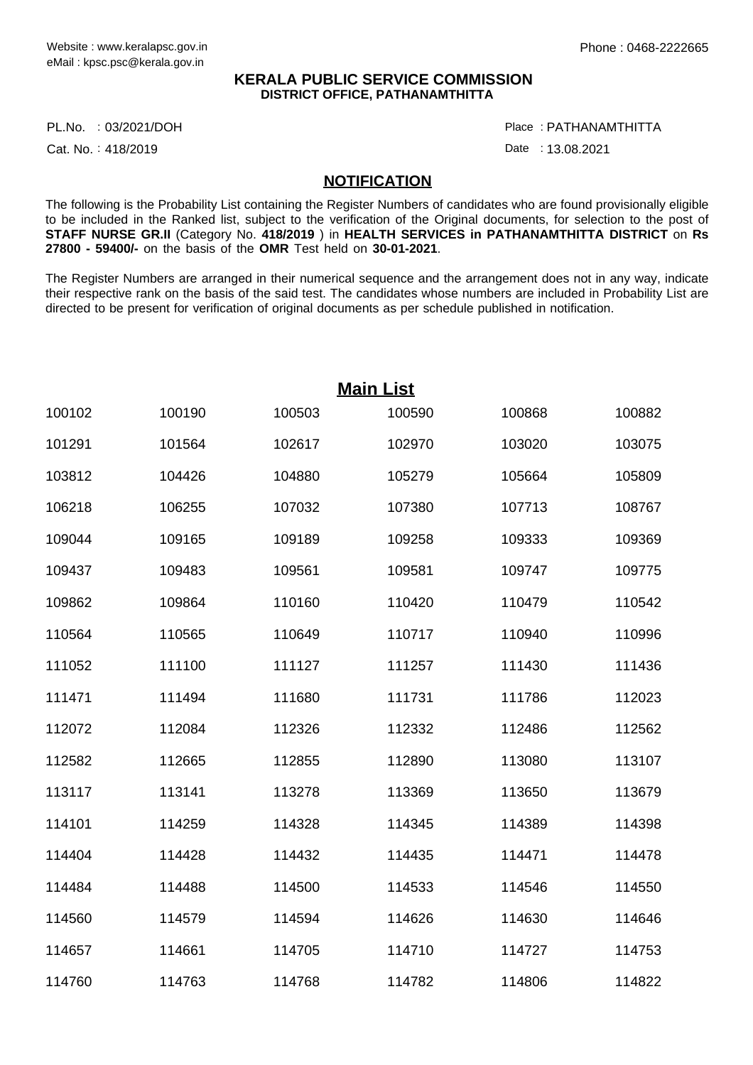Website : www.keralapsc.gov.in
eMail : kpsc.psc@kerala.gov.in

Phone : 0468-2222665

**KERALA PUBLIC SERVICE COMMISSION**
**DISTRICT OFFICE, PATHANAMTHITTA**

PL.No. : 03/2021/DOH

Place : PATHANAMTHITTA

Cat. No. : 418/2019

Date : 13.08.2021

## NOTIFICATION

The following is the Probability List containing the Register Numbers of candidates who are found provisionally eligible to be included in the Ranked list, subject to the verification of the Original documents, for selection to the post of **STAFF NURSE GR.II** (Category No. **418/2019** ) in **HEALTH SERVICES in PATHANAMTHITTA DISTRICT** on **Rs 27800 - 59400/-** on the basis of the **OMR** Test held on **30-01-2021**.

The Register Numbers are arranged in their numerical sequence and the arrangement does not in any way, indicate their respective rank on the basis of the said test. The candidates whose numbers are included in Probability List are directed to be present for verification of original documents as per schedule published in notification.

## Main List

| | | | | | |
|---|---|---|---|---|---|
| 100102 | 100190 | 100503 | 100590 | 100868 | 100882 |
| 101291 | 101564 | 102617 | 102970 | 103020 | 103075 |
| 103812 | 104426 | 104880 | 105279 | 105664 | 105809 |
| 106218 | 106255 | 107032 | 107380 | 107713 | 108767 |
| 109044 | 109165 | 109189 | 109258 | 109333 | 109369 |
| 109437 | 109483 | 109561 | 109581 | 109747 | 109775 |
| 109862 | 109864 | 110160 | 110420 | 110479 | 110542 |
| 110564 | 110565 | 110649 | 110717 | 110940 | 110996 |
| 111052 | 111100 | 111127 | 111257 | 111430 | 111436 |
| 111471 | 111494 | 111680 | 111731 | 111786 | 112023 |
| 112072 | 112084 | 112326 | 112332 | 112486 | 112562 |
| 112582 | 112665 | 112855 | 112890 | 113080 | 113107 |
| 113117 | 113141 | 113278 | 113369 | 113650 | 113679 |
| 114101 | 114259 | 114328 | 114345 | 114389 | 114398 |
| 114404 | 114428 | 114432 | 114435 | 114471 | 114478 |
| 114484 | 114488 | 114500 | 114533 | 114546 | 114550 |
| 114560 | 114579 | 114594 | 114626 | 114630 | 114646 |
| 114657 | 114661 | 114705 | 114710 | 114727 | 114753 |
| 114760 | 114763 | 114768 | 114782 | 114806 | 114822 |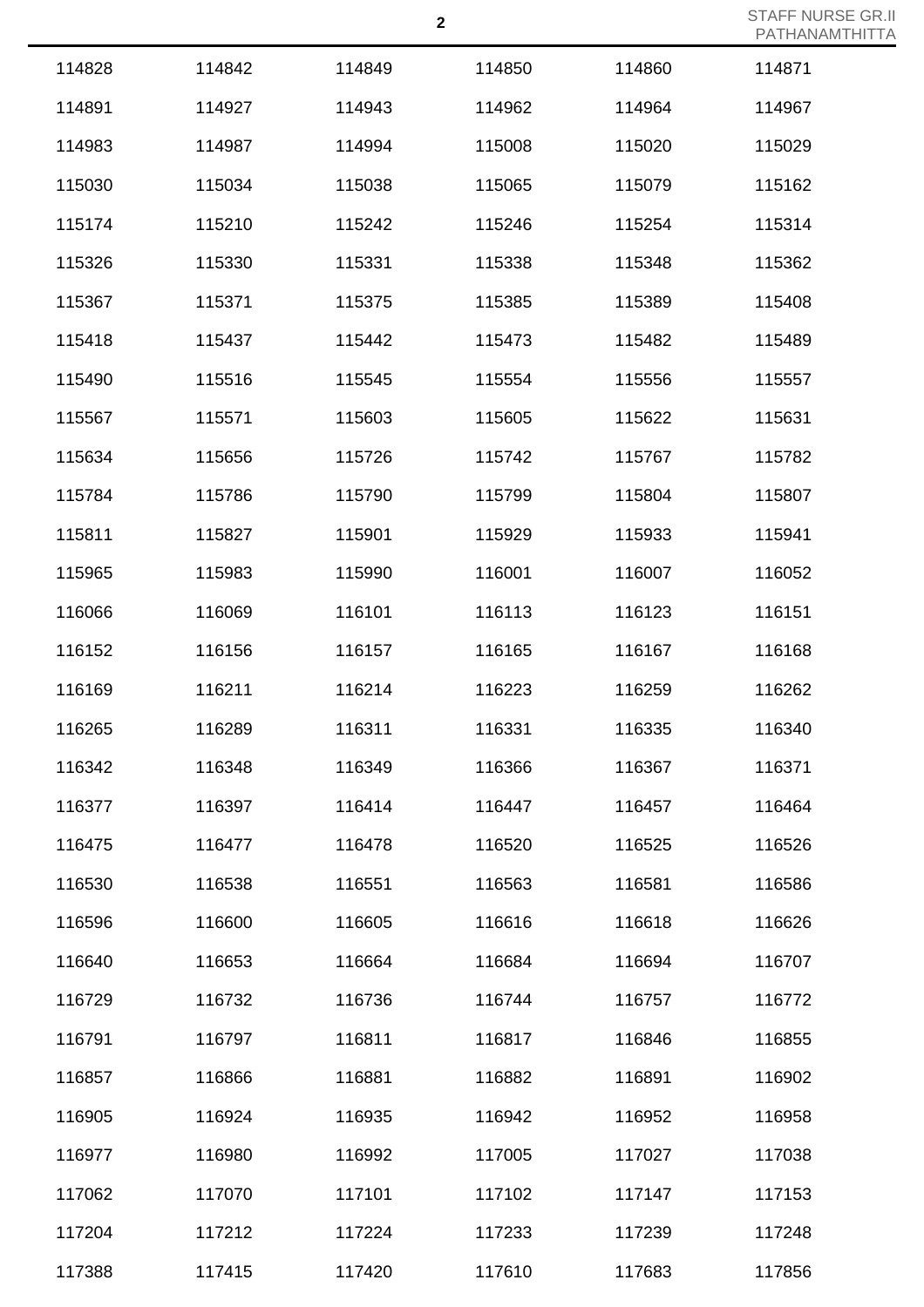| | | | | | |
|---|---|---|---|---|---|
| 114828 | 114842 | 114849 | 114850 | 114860 | 114871 |
| 114891 | 114927 | 114943 | 114962 | 114964 | 114967 |
| 114983 | 114987 | 114994 | 115008 | 115020 | 115029 |
| 115030 | 115034 | 115038 | 115065 | 115079 | 115162 |
| 115174 | 115210 | 115242 | 115246 | 115254 | 115314 |
| 115326 | 115330 | 115331 | 115338 | 115348 | 115362 |
| 115367 | 115371 | 115375 | 115385 | 115389 | 115408 |
| 115418 | 115437 | 115442 | 115473 | 115482 | 115489 |
| 115490 | 115516 | 115545 | 115554 | 115556 | 115557 |
| 115567 | 115571 | 115603 | 115605 | 115622 | 115631 |
| 115634 | 115656 | 115726 | 115742 | 115767 | 115782 |
| 115784 | 115786 | 115790 | 115799 | 115804 | 115807 |
| 115811 | 115827 | 115901 | 115929 | 115933 | 115941 |
| 115965 | 115983 | 115990 | 116001 | 116007 | 116052 |
| 116066 | 116069 | 116101 | 116113 | 116123 | 116151 |
| 116152 | 116156 | 116157 | 116165 | 116167 | 116168 |
| 116169 | 116211 | 116214 | 116223 | 116259 | 116262 |
| 116265 | 116289 | 116311 | 116331 | 116335 | 116340 |
| 116342 | 116348 | 116349 | 116366 | 116367 | 116371 |
| 116377 | 116397 | 116414 | 116447 | 116457 | 116464 |
| 116475 | 116477 | 116478 | 116520 | 116525 | 116526 |
| 116530 | 116538 | 116551 | 116563 | 116581 | 116586 |
| 116596 | 116600 | 116605 | 116616 | 116618 | 116626 |
| 116640 | 116653 | 116664 | 116684 | 116694 | 116707 |
| 116729 | 116732 | 116736 | 116744 | 116757 | 116772 |
| 116791 | 116797 | 116811 | 116817 | 116846 | 116855 |
| 116857 | 116866 | 116881 | 116882 | 116891 | 116902 |
| 116905 | 116924 | 116935 | 116942 | 116952 | 116958 |
| 116977 | 116980 | 116992 | 117005 | 117027 | 117038 |
| 117062 | 117070 | 117101 | 117102 | 117147 | 117153 |
| 117204 | 117212 | 117224 | 117233 | 117239 | 117248 |
| 117388 | 117415 | 117420 | 117610 | 117683 | 117856 |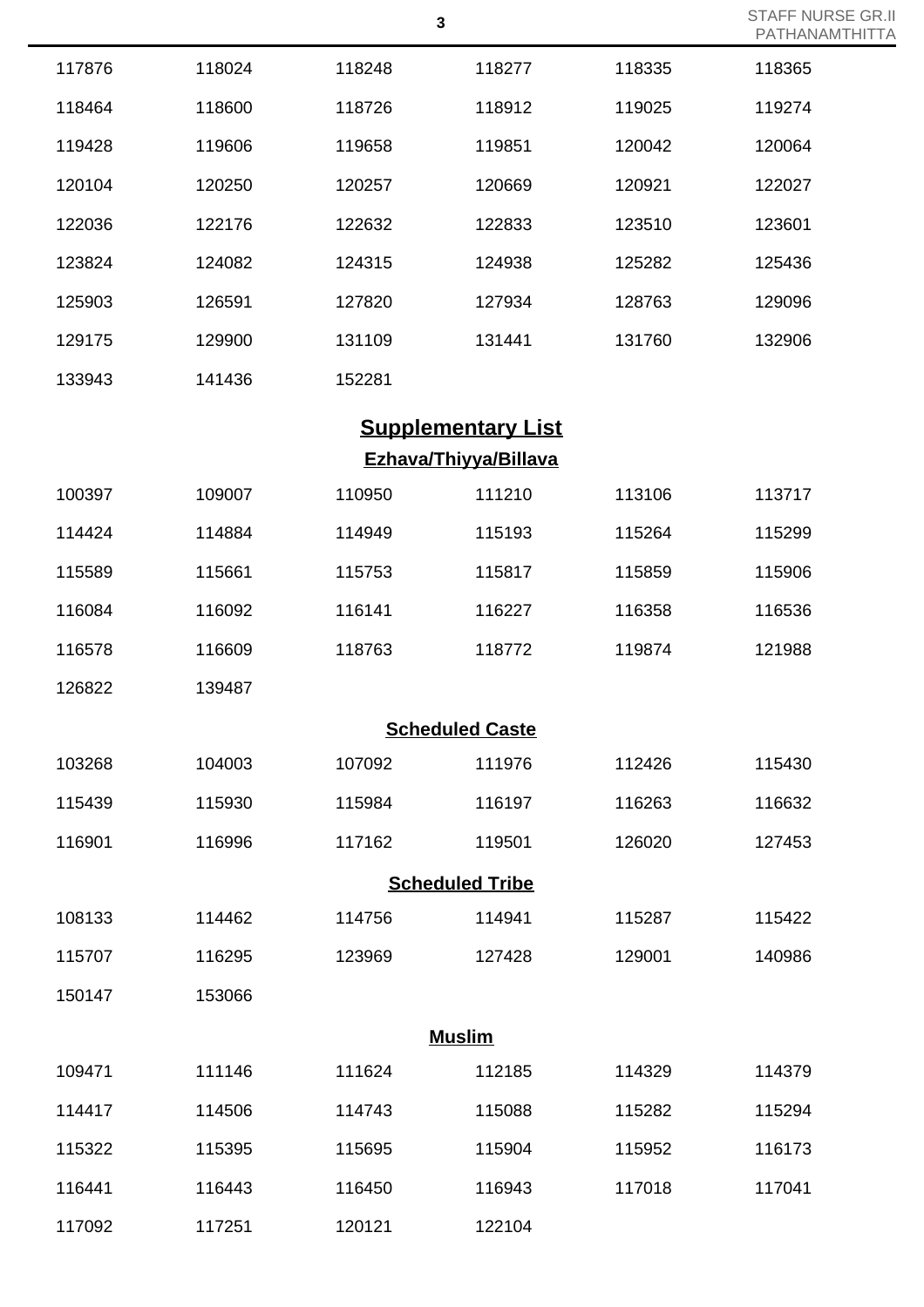| | | | | | |
|---|---|---|---|---|---|
| 117876 | 118024 | 118248 | 118277 | 118335 | 118365 |
| 118464 | 118600 | 118726 | 118912 | 119025 | 119274 |
| 119428 | 119606 | 119658 | 119851 | 120042 | 120064 |
| 120104 | 120250 | 120257 | 120669 | 120921 | 122027 |
| 122036 | 122176 | 122632 | 122833 | 123510 | 123601 |
| 123824 | 124082 | 124315 | 124938 | 125282 | 125436 |
| 125903 | 126591 | 127820 | 127934 | 128763 | 129096 |
| 129175 | 129900 | 131109 | 131441 | 131760 | 132906 |
| 133943 | 141436 | 152281 | | | |

## Supplementary List

### Ezhava/Thiyya/Billava

| | | | | | |
|---|---|---|---|---|---|
| 100397 | 109007 | 110950 | 111210 | 113106 | 113717 |
| 114424 | 114884 | 114949 | 115193 | 115264 | 115299 |
| 115589 | 115661 | 115753 | 115817 | 115859 | 115906 |
| 116084 | 116092 | 116141 | 116227 | 116358 | 116536 |
| 116578 | 116609 | 118763 | 118772 | 119874 | 121988 |
| 126822 | 139487 | | | | |

### Scheduled Caste

| | | | | | |
|---|---|---|---|---|---|
| 103268 | 104003 | 107092 | 111976 | 112426 | 115430 |
| 115439 | 115930 | 115984 | 116197 | 116263 | 116632 |
| 116901 | 116996 | 117162 | 119501 | 126020 | 127453 |

### Scheduled Tribe

| | | | | | |
|---|---|---|---|---|---|
| 108133 | 114462 | 114756 | 114941 | 115287 | 115422 |
| 115707 | 116295 | 123969 | 127428 | 129001 | 140986 |
| 150147 | 153066 | | | | |

### Muslim

| | | | | | |
|---|---|---|---|---|---|
| 109471 | 111146 | 111624 | 112185 | 114329 | 114379 |
| 114417 | 114506 | 114743 | 115088 | 115282 | 115294 |
| 115322 | 115395 | 115695 | 115904 | 115952 | 116173 |
| 116441 | 116443 | 116450 | 116943 | 117018 | 117041 |
| 117092 | 117251 | 120121 | 122104 | | |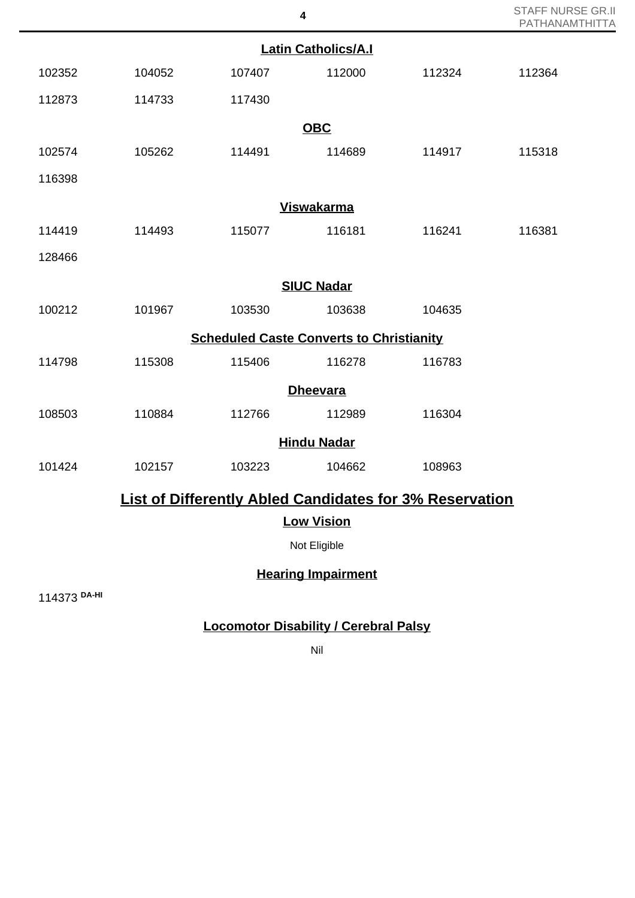**Latin Catholics/A.I**

| | | | | | |
|---|---|---|---|---|---|
| 102352 | 104052 | 107407 | 112000 | 112324 | 112364 |
| 112873 | 114733 | 117430 | | | |

**OBC**

| | | | | | |
|---|---|---|---|---|---|
| 102574 | 105262 | 114491 | 114689 | 114917 | 115318 |
| 116398 | | | | | |

**Viswakarma**

| | | | | | |
|---|---|---|---|---|---|
| 114419 | 114493 | 115077 | 116181 | 116241 | 116381 |
| 128466 | | | | | |

**SIUC Nadar**

| | | | | |
|---|---|---|---|---|
| 100212 | 101967 | 103530 | 103638 | 104635 |

**Scheduled Caste Converts to Christianity**

| | | | | |
|---|---|---|---|---|
| 114798 | 115308 | 115406 | 116278 | 116783 |

**Dheevara**

| | | | | |
|---|---|---|---|---|
| 108503 | 110884 | 112766 | 112989 | 116304 |

**Hindu Nadar**

| | | | | |
|---|---|---|---|---|
| 101424 | 102157 | 103223 | 104662 | 108963 |

## List of Differently Abled Candidates for 3% Reservation

**Low Vision**

Not Eligible

**Hearing Impairment**

114373 DA-HI

**Locomotor Disability / Cerebral Palsy**

Nil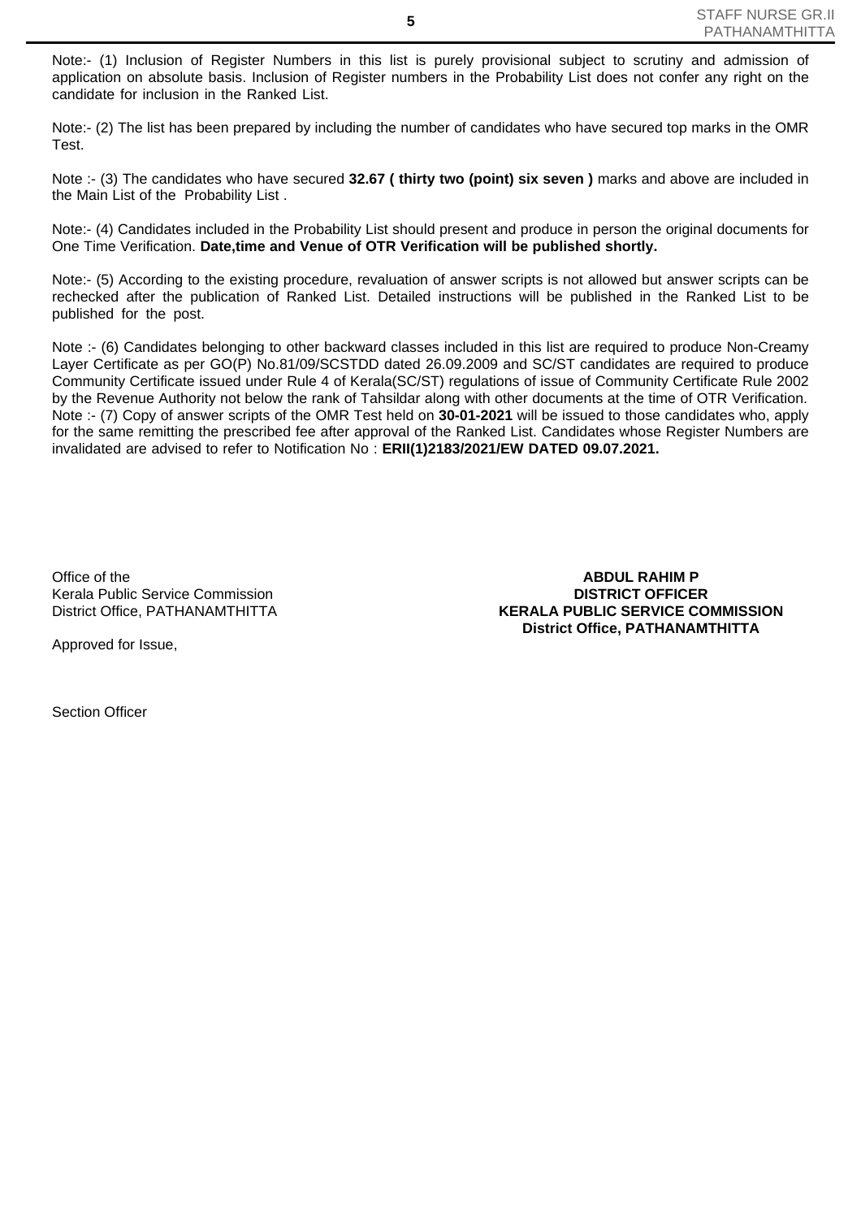Note:- (1) Inclusion of Register Numbers in this list is purely provisional subject to scrutiny and admission of application on absolute basis. Inclusion of Register numbers in the Probability List does not confer any right on the candidate for inclusion in the Ranked List.

Note:- (2) The list has been prepared by including the number of candidates who have secured top marks in the OMR Test.

Note :- (3) The candidates who have secured **32.67 ( thirty two (point) six seven )** marks and above are included in the Main List of the Probability List .

Note:- (4) Candidates included in the Probability List should present and produce in person the original documents for One Time Verification. **Date,time and Venue of OTR Verification will be published shortly.**

Note:- (5) According to the existing procedure, revaluation of answer scripts is not allowed but answer scripts can be rechecked after the publication of Ranked List. Detailed instructions will be published in the Ranked List to be published for the post.

Note :- (6) Candidates belonging to other backward classes included in this list are required to produce Non-Creamy Layer Certificate as per GO(P) No.81/09/SCSTDD dated 26.09.2009 and SC/ST candidates are required to produce Community Certificate issued under Rule 4 of Kerala(SC/ST) regulations of issue of Community Certificate Rule 2002 by the Revenue Authority not below the rank of Tahsildar along with other documents at the time of OTR Verification.
Note :- (7) Copy of answer scripts of the OMR Test held on **30-01-2021** will be issued to those candidates who, apply for the same remitting the prescribed fee after approval of the Ranked List. Candidates whose Register Numbers are invalidated are advised to refer to Notification No : **ERII(1)2183/2021/EW DATED 09.07.2021.**

Office of the
Kerala Public Service Commission
District Office, PATHANAMTHITTA

**ABDUL RAHIM P**
**DISTRICT OFFICER**
**KERALA PUBLIC SERVICE COMMISSION**
**District Office, PATHANAMTHITTA**

Approved for Issue,

Section Officer